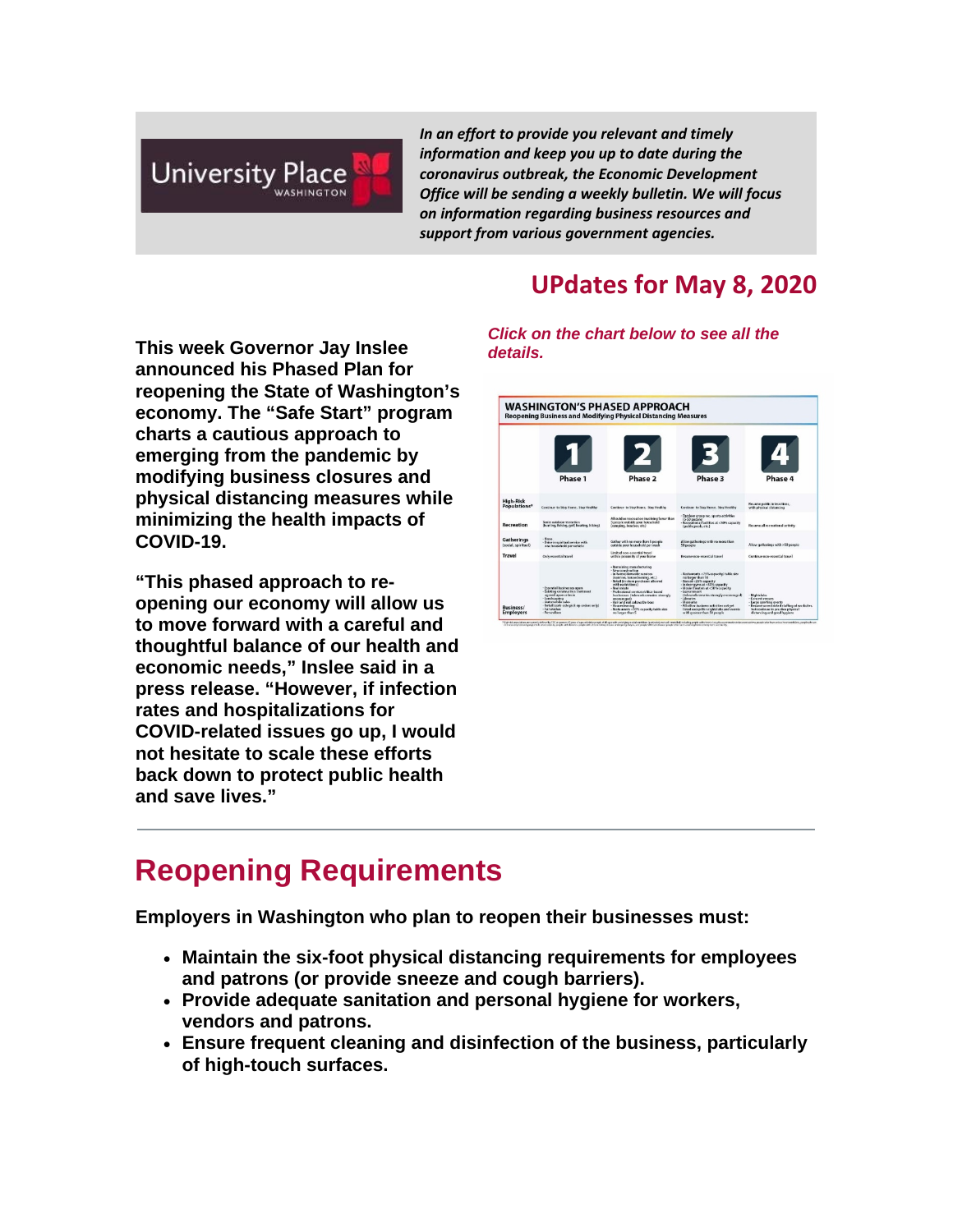University Place WASHINGTON

*In an effort to provide you relevant and timely information and keep you up to date during the coronavirus outbreak, the Economic Development Office will be sending a weekly bulletin. We will focus on information regarding business resources and support from various government agencies.*

## UPdates for May 8, 2020

**This week Governor Jay Inslee announced his Phased Plan for reopening the State of Washington's economy. The "Safe Start" program charts a cautious approach to emerging from the pandemic by modifying business closures and physical distancing measures while minimizing the health impacts of COVID-19.**

**"This phased approach to re-opening our economy will allow us to move forward with a careful and thoughtful balance of our health and economic needs," Inslee said in a press release. "However, if infection rates and hospitalizations for COVID-related issues go up, I would not hesitate to scale these efforts back down to protect public health and save lives."**

***Click on the chart below to see all the details.***

WASHINGTON'S PHASED APPROACH
Reopening Business and Modifying Physical Distancing Measures

Phase 1 | Phase 2 | Phase 3 | Phase 4

---

# Reopening Requirements

**Employers in Washington who plan to reopen their businesses must:**

- **Maintain the six-foot physical distancing requirements for employees and patrons (or provide sneeze and cough barriers).**
- **Provide adequate sanitation and personal hygiene for workers, vendors and patrons.**
- **Ensure frequent cleaning and disinfection of the business, particularly of high-touch surfaces.**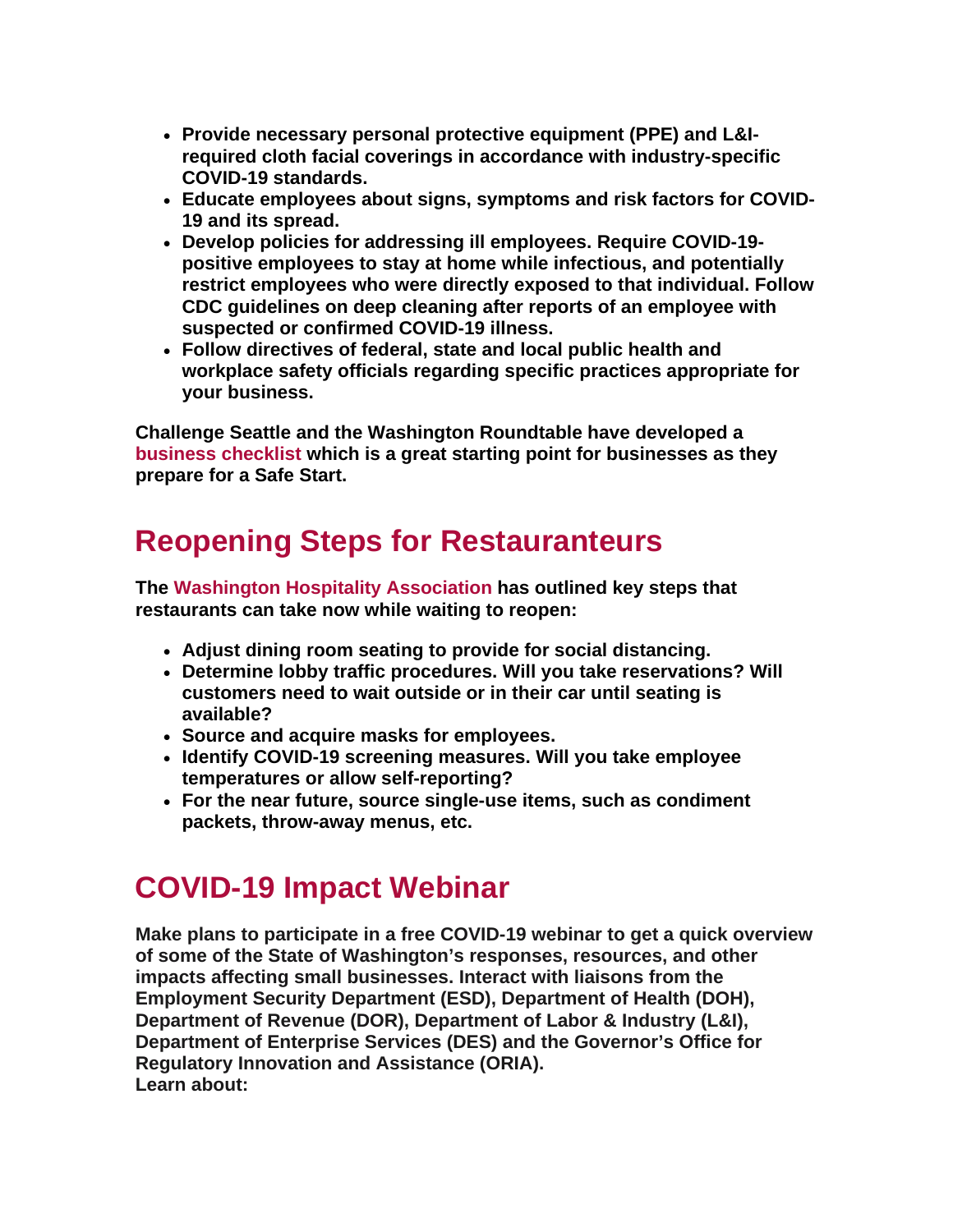- **Provide necessary personal protective equipment (PPE) and L&I-required cloth facial coverings in accordance with industry-specific COVID-19 standards.**
- **Educate employees about signs, symptoms and risk factors for COVID-19 and its spread.**
- **Develop policies for addressing ill employees. Require COVID-19-positive employees to stay at home while infectious, and potentially restrict employees who were directly exposed to that individual. Follow CDC guidelines on deep cleaning after reports of an employee with suspected or confirmed COVID-19 illness.**
- **Follow directives of federal, state and local public health and workplace safety officials regarding specific practices appropriate for your business.**

**Challenge Seattle and the Washington Roundtable have developed a business checklist which is a great starting point for businesses as they prepare for a Safe Start.**

## Reopening Steps for Restauranteurs

**The Washington Hospitality Association has outlined key steps that restaurants can take now while waiting to reopen:**

- **Adjust dining room seating to provide for social distancing.**
- **Determine lobby traffic procedures. Will you take reservations? Will customers need to wait outside or in their car until seating is available?**
- **Source and acquire masks for employees.**
- **Identify COVID-19 screening measures. Will you take employee temperatures or allow self-reporting?**
- **For the near future, source single-use items, such as condiment packets, throw-away menus, etc.**

## COVID-19 Impact Webinar

**Make plans to participate in a free COVID-19 webinar to get a quick overview of some of the State of Washington's responses, resources, and other impacts affecting small businesses. Interact with liaisons from the Employment Security Department (ESD), Department of Health (DOH), Department of Revenue (DOR), Department of Labor & Industry (L&I), Department of Enterprise Services (DES) and the Governor's Office for Regulatory Innovation and Assistance (ORIA).**
**Learn about:**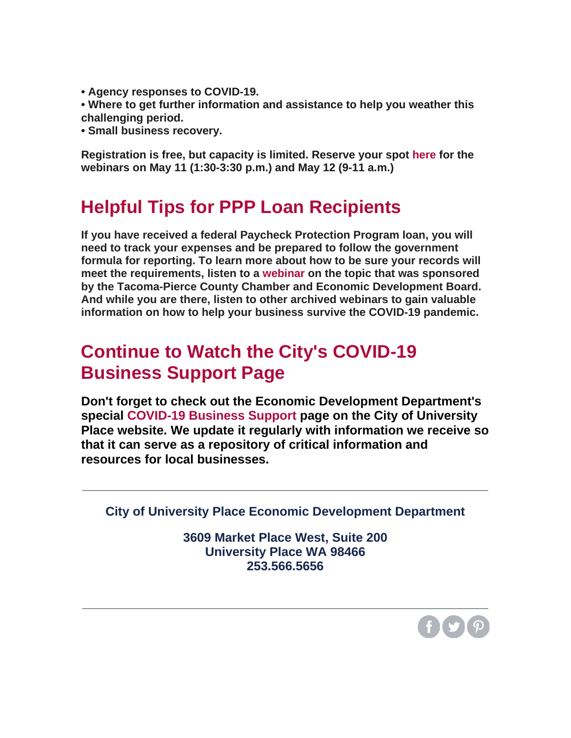**• Agency responses to COVID-19.**
**• Where to get further information and assistance to help you weather this challenging period.**
**• Small business recovery.**

**Registration is free, but capacity is limited. Reserve your spot here for the webinars on May 11 (1:30-3:30 p.m.) and May 12 (9-11 a.m.)**

## Helpful Tips for PPP Loan Recipients

**If you have received a federal Paycheck Protection Program loan, you will need to track your expenses and be prepared to follow the government formula for reporting. To learn more about how to be sure your records will meet the requirements, listen to a webinar on the topic that was sponsored by the Tacoma-Pierce County Chamber and Economic Development Board. And while you are there, listen to other archived webinars to gain valuable information on how to help your business survive the COVID-19 pandemic.**

## Continue to Watch the City's COVID-19 Business Support Page

**Don't forget to check out the Economic Development Department's special COVID-19 Business Support page on the City of University Place website. We update it regularly with information we receive so that it can serve as a repository of critical information and resources for local businesses.**

---

**City of University Place Economic Development Department**

**3609 Market Place West, Suite 200**
**University Place WA 98466**
**253.566.5656**

---